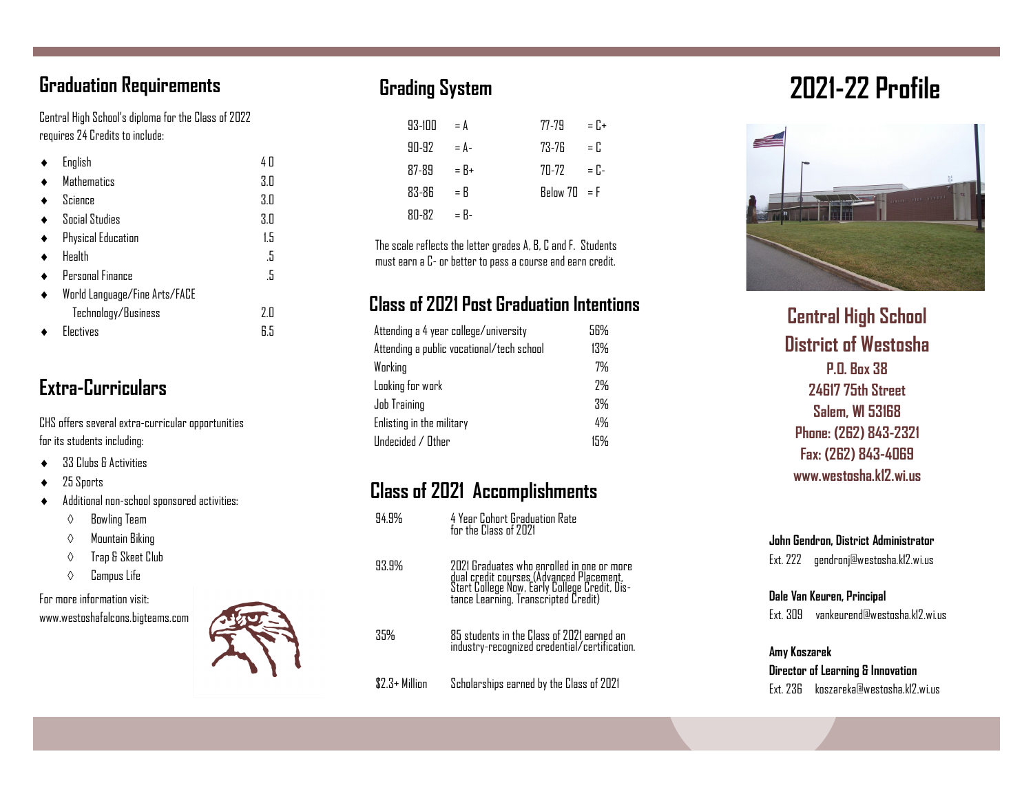## Graduation Requirements

Central High School's diploma for the Class of 2022 requires 24 Credits to include:

- English 4.0
- Mathematics 3.0
- Science 3.0
- Social Studies 3.0
- Physical Education 1.5
- Health .5
- Personal Finance .5
- World Language/Fine Arts/FACE Technology/Business 2.0
- Electives 6.5

## Extra-Curriculars

CHS offers several extra-curricular opportunities for its students including:

- 33 Clubs & Activities
- 25 Sports
- Additional non-school sponsored activities:
  - Bowling Team
  - Mountain Biking
  - Trap & Skeet Club
  - Campus Life

For more information visit: www.westoshafalcons.bigteams.com

## Grading System

| | | | |
|---|---|---|---|
| 93-100 | = A | 77-79 | = C+ |
| 90-92 | = A- | 73-76 | = C |
| 87-89 | = B+ | 70-72 | = C- |
| 83-86 | = B | Below 70 | = F |
| 80-82 | = B- | | |

The scale reflects the letter grades A, B, C and F. Students must earn a C- or better to pass a course and earn credit.

## Class of 2021 Post Graduation Intentions

| | |
|---|---|
| Attending a 4 year college/university | 56% |
| Attending a public vocational/tech school | 13% |
| Working | 7% |
| Looking for work | 2% |
| Job Training | 3% |
| Enlisting in the military | 4% |
| Undecided / Other | 15% |

## Class of 2021 Accomplishments

| | |
|---|---|
| 94.9% | 4 Year Cohort Graduation Rate for the Class of 2021 |
| 93.9% | 2021 Graduates who enrolled in one or more dual credit courses (Advanced Placement, Start College Now, Early College Credit, Distance Learning, Transcripted Credit) |
| 35% | 85 students in the Class of 2021 earned an industry-recognized credential/certification. |
| $2.3+ Million | Scholarships earned by the Class of 2021 |

# 2021-22 Profile

## Central High School
## District of Westosha

**P.O. Box 38**
**24617 75th Street**
**Salem, WI 53168**
**Phone: (262) 843-2321**
**Fax: (262) 843-4069**
**www.westosha.k12.wi.us**

**John Gendron, District Administrator**
Ext. 222 gendronj@westosha.k12.wi.us

**Dale Van Keuren, Principal**
Ext. 309 vankeurend@westosha.k12.wi.us

**Amy Koszarek**
**Director of Learning & Innovation**
Ext. 236 koszareka@westosha.k12.wi.us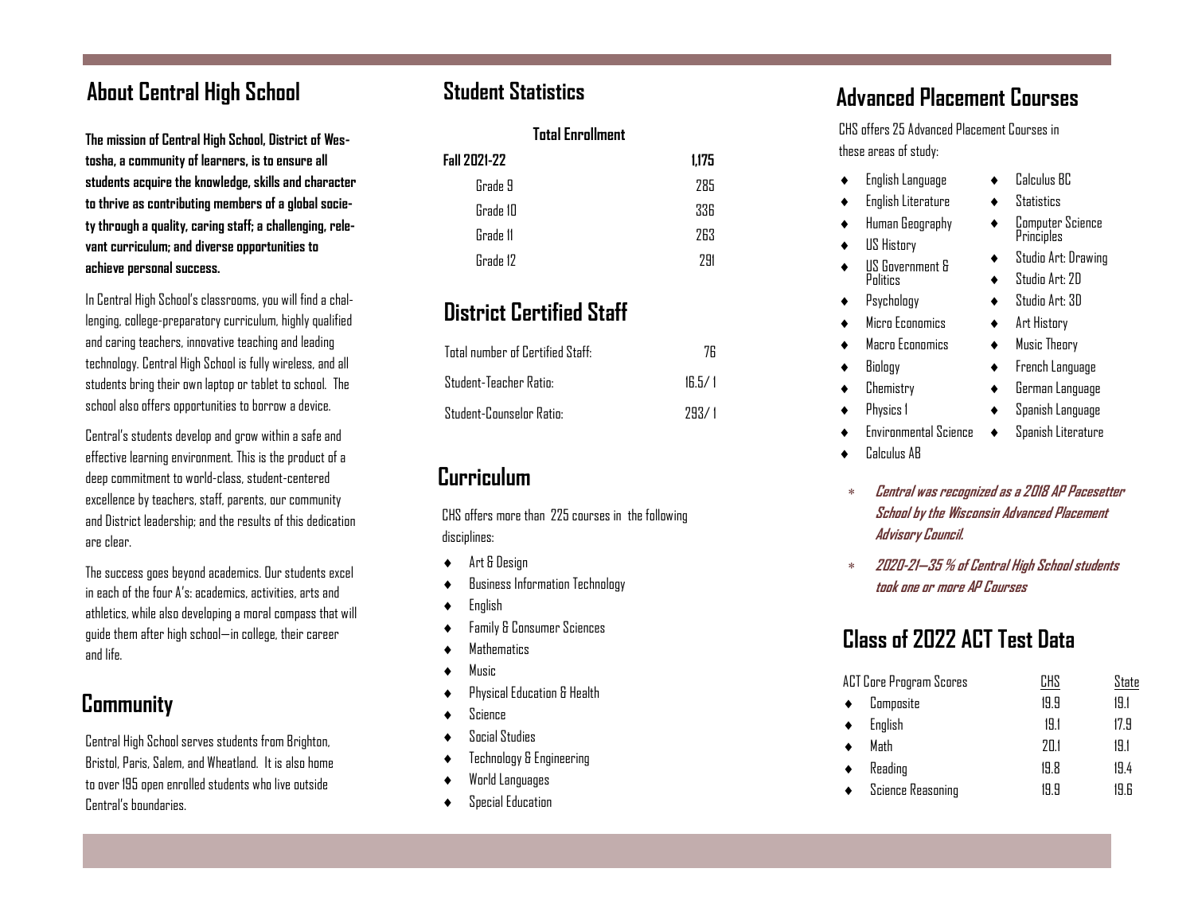## About Central High School

**The mission of Central High School, District of Westosha, a community of learners, is to ensure all students acquire the knowledge, skills and character to thrive as contributing members of a global society through a quality, caring staff; a challenging, relevant curriculum; and diverse opportunities to achieve personal success.**

In Central High School's classrooms, you will find a challenging, college-preparatory curriculum, highly qualified and caring teachers, innovative teaching and leading technology. Central High School is fully wireless, and all students bring their own laptop or tablet to school. The school also offers opportunities to borrow a device.

Central's students develop and grow within a safe and effective learning environment. This is the product of a deep commitment to world-class, student-centered excellence by teachers, staff, parents, our community and District leadership; and the results of this dedication are clear.

The success goes beyond academics. Our students excel in each of the four A's: academics, activities, arts and athletics, while also developing a moral compass that will guide them after high school—in college, their career and life.

## Community

Central High School serves students from Brighton, Bristol, Paris, Salem, and Wheatland. It is also home to over 195 open enrolled students who live outside Central's boundaries.

## Student Statistics

| Total Enrollment | |
|---|---|
| **Fall 2021-22** | **1,175** |
| Grade 9 | 285 |
| Grade 10 | 336 |
| Grade 11 | 263 |
| Grade 12 | 291 |

## District Certified Staff

| | |
|---|---|
| Total number of Certified Staff: | 76 |
| Student-Teacher Ratio: | 16.5/ 1 |
| Student-Counselor Ratio: | 293/ 1 |

## Curriculum

CHS offers more than 225 courses in the following disciplines:

- Art & Design
- Business Information Technology
- English
- Family & Consumer Sciences
- Mathematics
- Music
- Physical Education & Health
- Science
- Social Studies
- Technology & Engineering
- World Languages
- Special Education

## Advanced Placement Courses

CHS offers 25 Advanced Placement Courses in these areas of study:

- English Language
- English Literature
- Human Geography
- US History
- US Government & Politics
- Psychology
- Micro Economics
- Macro Economics
- Biology
- Chemistry
- Physics 1
- Environmental Science
- Calculus AB
- Calculus BC
- Statistics
- Computer Science Principles
- Studio Art: Drawing
- Studio Art: 2D
- Studio Art: 3D
- Art History
- Music Theory
- French Language
- German Language
- Spanish Language
- Spanish Literature

- ***Central was recognized as a 2018 AP Pacesetter School by the Wisconsin Advanced Placement Advisory Council.***
- ***2020-21—35 % of Central High School students took one or more AP Courses***

## Class of 2022 ACT Test Data

| ACT Core Program Scores | CHS | State |
|---|---|---|
| Composite | 19.9 | 19.1 |
| English | 19.1 | 17.9 |
| Math | 20.1 | 19.1 |
| Reading | 19.8 | 19.4 |
| Science Reasoning | 19.9 | 19.6 |